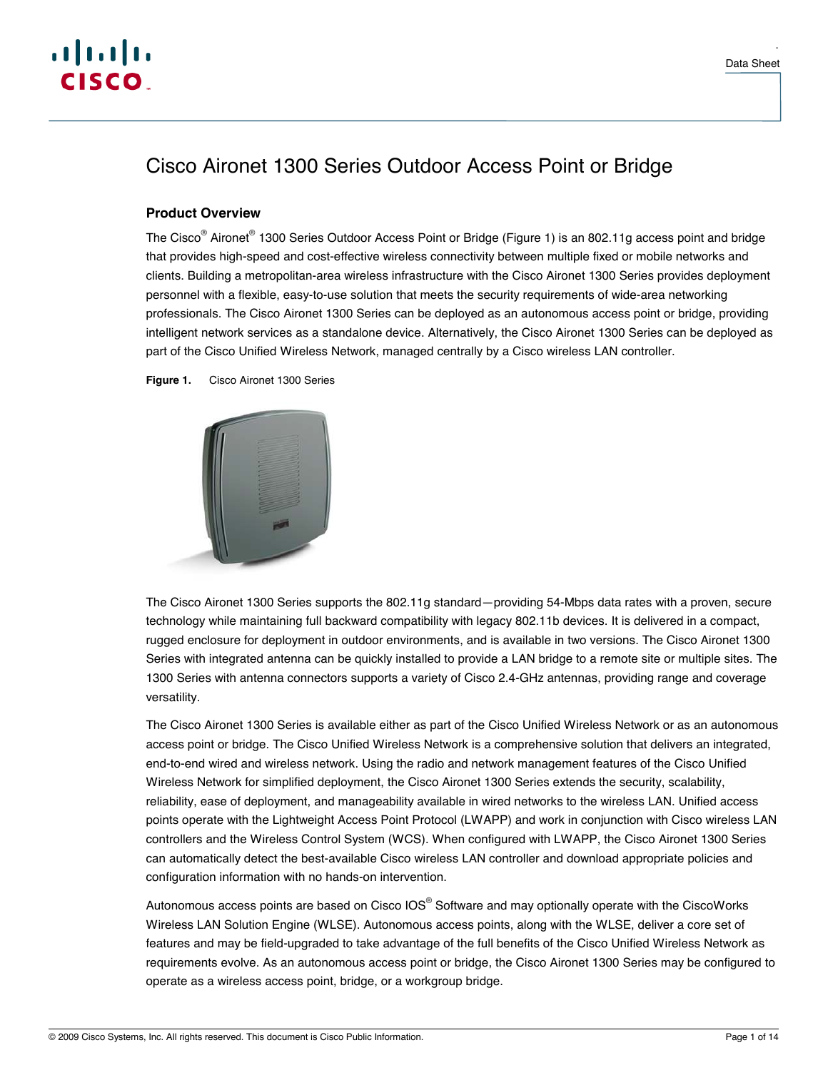# Cisco Aironet 1300 Series Outdoor Access Point or Bridge

## Product Overview

The Cisco® Aironet® 1300 Series Outdoor Access Point or Bridge (Figure 1) is an 802.11g access point and bridge that provides high-speed and cost-effective wireless connectivity between multiple fixed or mobile networks and clients. Building a metropolitan-area wireless infrastructure with the Cisco Aironet 1300 Series provides deployment personnel with a flexible, easy-to-use solution that meets the security requirements of wide-area networking professionals. The Cisco Aironet 1300 Series can be deployed as an autonomous access point or bridge, providing intelligent network services as a standalone device. Alternatively, the Cisco Aironet 1300 Series can be deployed as part of the Cisco Unified Wireless Network, managed centrally by a Cisco wireless LAN controller.

**Figure 1.** Cisco Aironet 1300 Series

The Cisco Aironet 1300 Series supports the 802.11g standard—providing 54-Mbps data rates with a proven, secure technology while maintaining full backward compatibility with legacy 802.11b devices. It is delivered in a compact, rugged enclosure for deployment in outdoor environments, and is available in two versions. The Cisco Aironet 1300 Series with integrated antenna can be quickly installed to provide a LAN bridge to a remote site or multiple sites. The 1300 Series with antenna connectors supports a variety of Cisco 2.4-GHz antennas, providing range and coverage versatility.

The Cisco Aironet 1300 Series is available either as part of the Cisco Unified Wireless Network or as an autonomous access point or bridge. The Cisco Unified Wireless Network is a comprehensive solution that delivers an integrated, end-to-end wired and wireless network. Using the radio and network management features of the Cisco Unified Wireless Network for simplified deployment, the Cisco Aironet 1300 Series extends the security, scalability, reliability, ease of deployment, and manageability available in wired networks to the wireless LAN. Unified access points operate with the Lightweight Access Point Protocol (LWAPP) and work in conjunction with Cisco wireless LAN controllers and the Wireless Control System (WCS). When configured with LWAPP, the Cisco Aironet 1300 Series can automatically detect the best-available Cisco wireless LAN controller and download appropriate policies and configuration information with no hands-on intervention.

Autonomous access points are based on Cisco IOS® Software and may optionally operate with the CiscoWorks Wireless LAN Solution Engine (WLSE). Autonomous access points, along with the WLSE, deliver a core set of features and may be field-upgraded to take advantage of the full benefits of the Cisco Unified Wireless Network as requirements evolve. As an autonomous access point or bridge, the Cisco Aironet 1300 Series may be configured to operate as a wireless access point, bridge, or a workgroup bridge.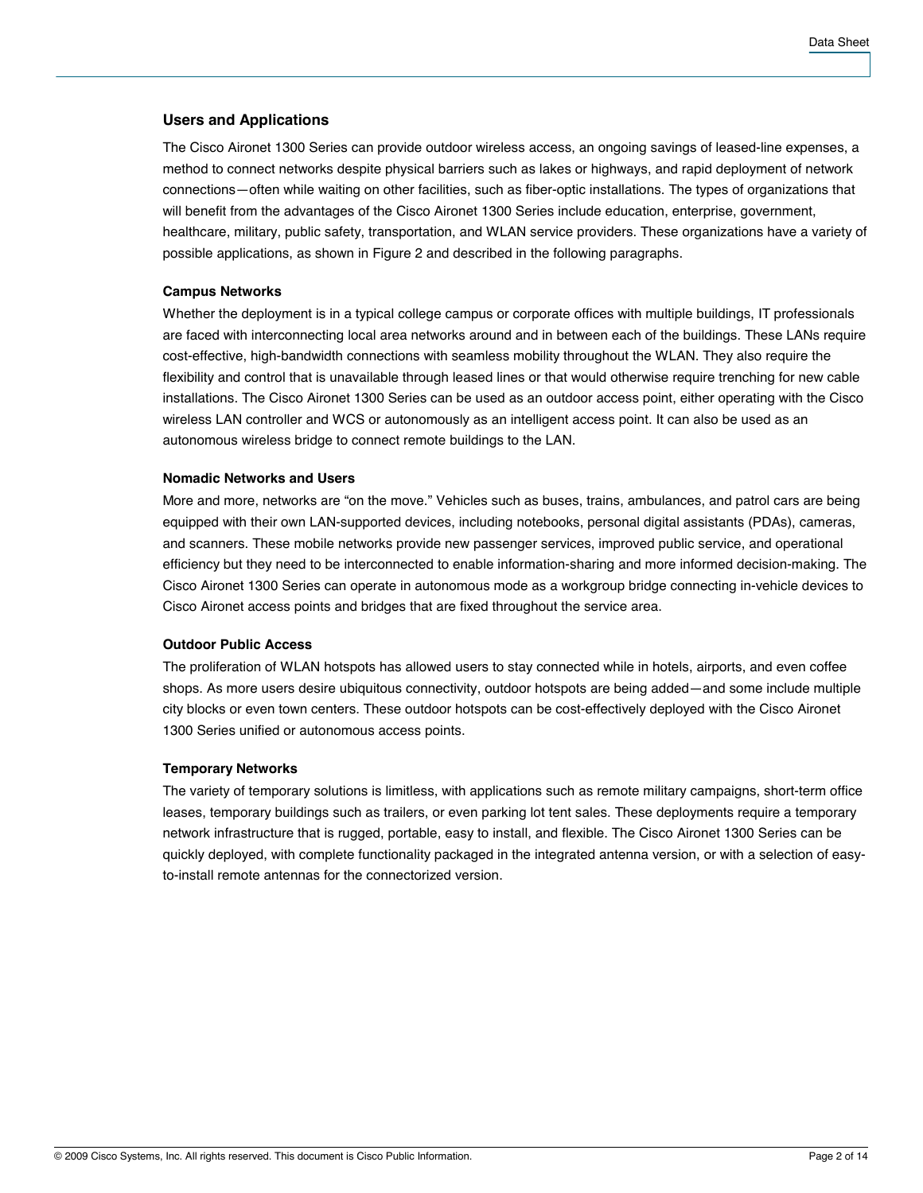## Users and Applications

The Cisco Aironet 1300 Series can provide outdoor wireless access, an ongoing savings of leased-line expenses, a method to connect networks despite physical barriers such as lakes or highways, and rapid deployment of network connections—often while waiting on other facilities, such as fiber-optic installations. The types of organizations that will benefit from the advantages of the Cisco Aironet 1300 Series include education, enterprise, government, healthcare, military, public safety, transportation, and WLAN service providers. These organizations have a variety of possible applications, as shown in Figure 2 and described in the following paragraphs.

### Campus Networks

Whether the deployment is in a typical college campus or corporate offices with multiple buildings, IT professionals are faced with interconnecting local area networks around and in between each of the buildings. These LANs require cost-effective, high-bandwidth connections with seamless mobility throughout the WLAN. They also require the flexibility and control that is unavailable through leased lines or that would otherwise require trenching for new cable installations. The Cisco Aironet 1300 Series can be used as an outdoor access point, either operating with the Cisco wireless LAN controller and WCS or autonomously as an intelligent access point. It can also be used as an autonomous wireless bridge to connect remote buildings to the LAN.

### Nomadic Networks and Users

More and more, networks are "on the move." Vehicles such as buses, trains, ambulances, and patrol cars are being equipped with their own LAN-supported devices, including notebooks, personal digital assistants (PDAs), cameras, and scanners. These mobile networks provide new passenger services, improved public service, and operational efficiency but they need to be interconnected to enable information-sharing and more informed decision-making. The Cisco Aironet 1300 Series can operate in autonomous mode as a workgroup bridge connecting in-vehicle devices to Cisco Aironet access points and bridges that are fixed throughout the service area.

### Outdoor Public Access

The proliferation of WLAN hotspots has allowed users to stay connected while in hotels, airports, and even coffee shops. As more users desire ubiquitous connectivity, outdoor hotspots are being added—and some include multiple city blocks or even town centers. These outdoor hotspots can be cost-effectively deployed with the Cisco Aironet 1300 Series unified or autonomous access points.

### Temporary Networks

The variety of temporary solutions is limitless, with applications such as remote military campaigns, short-term office leases, temporary buildings such as trailers, or even parking lot tent sales. These deployments require a temporary network infrastructure that is rugged, portable, easy to install, and flexible. The Cisco Aironet 1300 Series can be quickly deployed, with complete functionality packaged in the integrated antenna version, or with a selection of easy-to-install remote antennas for the connectorized version.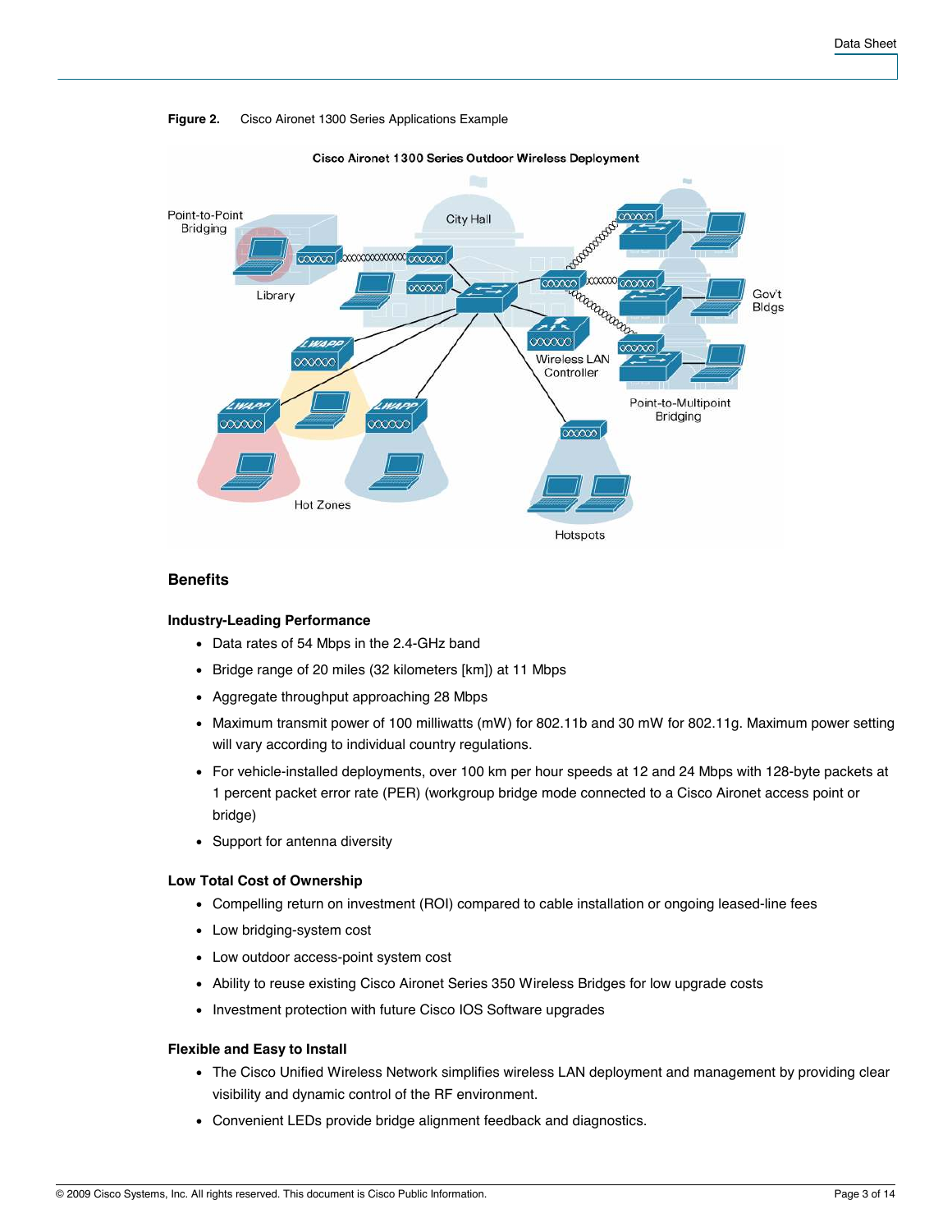**Figure 2.** Cisco Aironet 1300 Series Applications Example

## Benefits

### Industry-Leading Performance

- Data rates of 54 Mbps in the 2.4-GHz band
- Bridge range of 20 miles (32 kilometers [km]) at 11 Mbps
- Aggregate throughput approaching 28 Mbps
- Maximum transmit power of 100 milliwatts (mW) for 802.11b and 30 mW for 802.11g. Maximum power setting will vary according to individual country regulations.
- For vehicle-installed deployments, over 100 km per hour speeds at 12 and 24 Mbps with 128-byte packets at 1 percent packet error rate (PER) (workgroup bridge mode connected to a Cisco Aironet access point or bridge)
- Support for antenna diversity

### Low Total Cost of Ownership

- Compelling return on investment (ROI) compared to cable installation or ongoing leased-line fees
- Low bridging-system cost
- Low outdoor access-point system cost
- Ability to reuse existing Cisco Aironet Series 350 Wireless Bridges for low upgrade costs
- Investment protection with future Cisco IOS Software upgrades

### Flexible and Easy to Install

- The Cisco Unified Wireless Network simplifies wireless LAN deployment and management by providing clear visibility and dynamic control of the RF environment.
- Convenient LEDs provide bridge alignment feedback and diagnostics.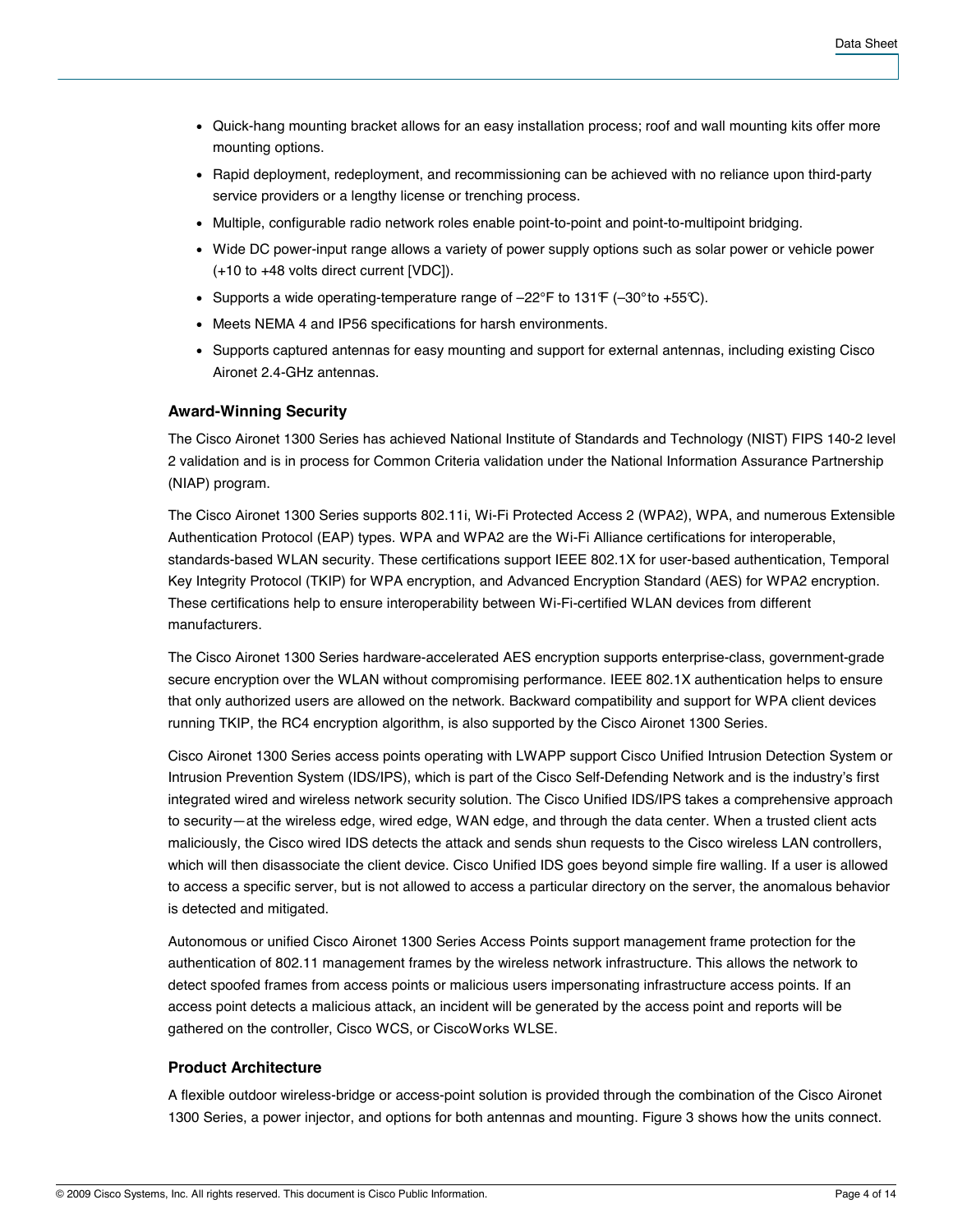- Quick-hang mounting bracket allows for an easy installation process; roof and wall mounting kits offer more mounting options.
- Rapid deployment, redeployment, and recommissioning can be achieved with no reliance upon third-party service providers or a lengthy license or trenching process.
- Multiple, configurable radio network roles enable point-to-point and point-to-multipoint bridging.
- Wide DC power-input range allows a variety of power supply options such as solar power or vehicle power (+10 to +48 volts direct current [VDC]).
- Supports a wide operating-temperature range of –22°F to 131°F (–30° to +55°C).
- Meets NEMA 4 and IP56 specifications for harsh environments.
- Supports captured antennas for easy mounting and support for external antennas, including existing Cisco Aironet 2.4-GHz antennas.

### Award-Winning Security

The Cisco Aironet 1300 Series has achieved National Institute of Standards and Technology (NIST) FIPS 140-2 level 2 validation and is in process for Common Criteria validation under the National Information Assurance Partnership (NIAP) program.

The Cisco Aironet 1300 Series supports 802.11i, Wi-Fi Protected Access 2 (WPA2), WPA, and numerous Extensible Authentication Protocol (EAP) types. WPA and WPA2 are the Wi-Fi Alliance certifications for interoperable, standards-based WLAN security. These certifications support IEEE 802.1X for user-based authentication, Temporal Key Integrity Protocol (TKIP) for WPA encryption, and Advanced Encryption Standard (AES) for WPA2 encryption. These certifications help to ensure interoperability between Wi-Fi-certified WLAN devices from different manufacturers.

The Cisco Aironet 1300 Series hardware-accelerated AES encryption supports enterprise-class, government-grade secure encryption over the WLAN without compromising performance. IEEE 802.1X authentication helps to ensure that only authorized users are allowed on the network. Backward compatibility and support for WPA client devices running TKIP, the RC4 encryption algorithm, is also supported by the Cisco Aironet 1300 Series.

Cisco Aironet 1300 Series access points operating with LWAPP support Cisco Unified Intrusion Detection System or Intrusion Prevention System (IDS/IPS), which is part of the Cisco Self-Defending Network and is the industry's first integrated wired and wireless network security solution. The Cisco Unified IDS/IPS takes a comprehensive approach to security—at the wireless edge, wired edge, WAN edge, and through the data center. When a trusted client acts maliciously, the Cisco wired IDS detects the attack and sends shun requests to the Cisco wireless LAN controllers, which will then disassociate the client device. Cisco Unified IDS goes beyond simple fire walling. If a user is allowed to access a specific server, but is not allowed to access a particular directory on the server, the anomalous behavior is detected and mitigated.

Autonomous or unified Cisco Aironet 1300 Series Access Points support management frame protection for the authentication of 802.11 management frames by the wireless network infrastructure. This allows the network to detect spoofed frames from access points or malicious users impersonating infrastructure access points. If an access point detects a malicious attack, an incident will be generated by the access point and reports will be gathered on the controller, Cisco WCS, or CiscoWorks WLSE.

### Product Architecture

A flexible outdoor wireless-bridge or access-point solution is provided through the combination of the Cisco Aironet 1300 Series, a power injector, and options for both antennas and mounting. Figure 3 shows how the units connect.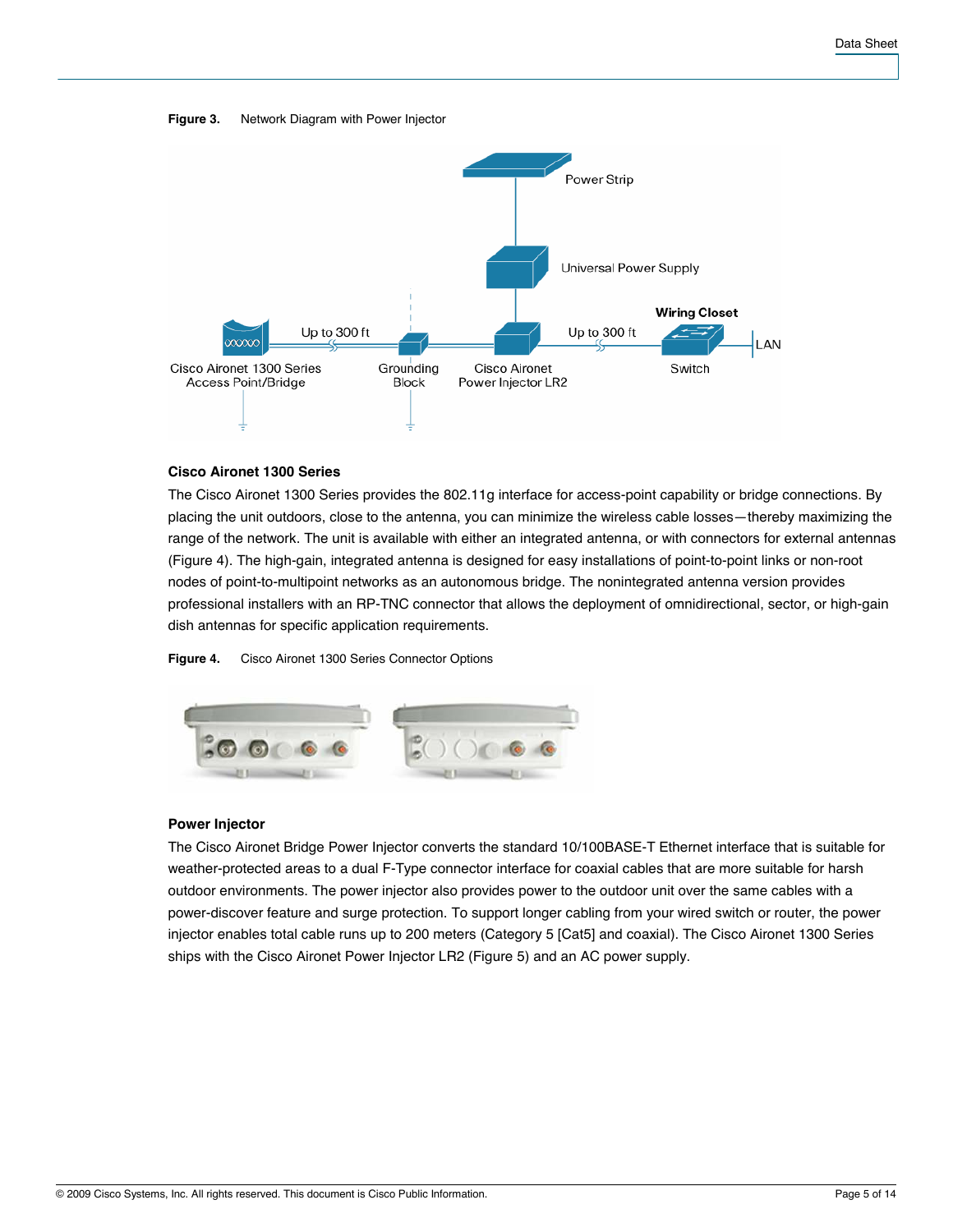**Figure 3.** Network Diagram with Power Injector

**Figure 4.** Cisco Aironet 1300 Series Connector Options

### Cisco Aironet 1300 Series

The Cisco Aironet 1300 Series provides the 802.11g interface for access-point capability or bridge connections. By placing the unit outdoors, close to the antenna, you can minimize the wireless cable losses—thereby maximizing the range of the network. The unit is available with either an integrated antenna, or with connectors for external antennas (Figure 4). The high-gain, integrated antenna is designed for easy installations of point-to-point links or non-root nodes of point-to-multipoint networks as an autonomous bridge. The nonintegrated antenna version provides professional installers with an RP-TNC connector that allows the deployment of omnidirectional, sector, or high-gain dish antennas for specific application requirements.

### Power Injector

The Cisco Aironet Bridge Power Injector converts the standard 10/100BASE-T Ethernet interface that is suitable for weather-protected areas to a dual F-Type connector interface for coaxial cables that are more suitable for harsh outdoor environments. The power injector also provides power to the outdoor unit over the same cables with a power-discover feature and surge protection. To support longer cabling from your wired switch or router, the power injector enables total cable runs up to 200 meters (Category 5 [Cat5] and coaxial). The Cisco Aironet 1300 Series ships with the Cisco Aironet Power Injector LR2 (Figure 5) and an AC power supply.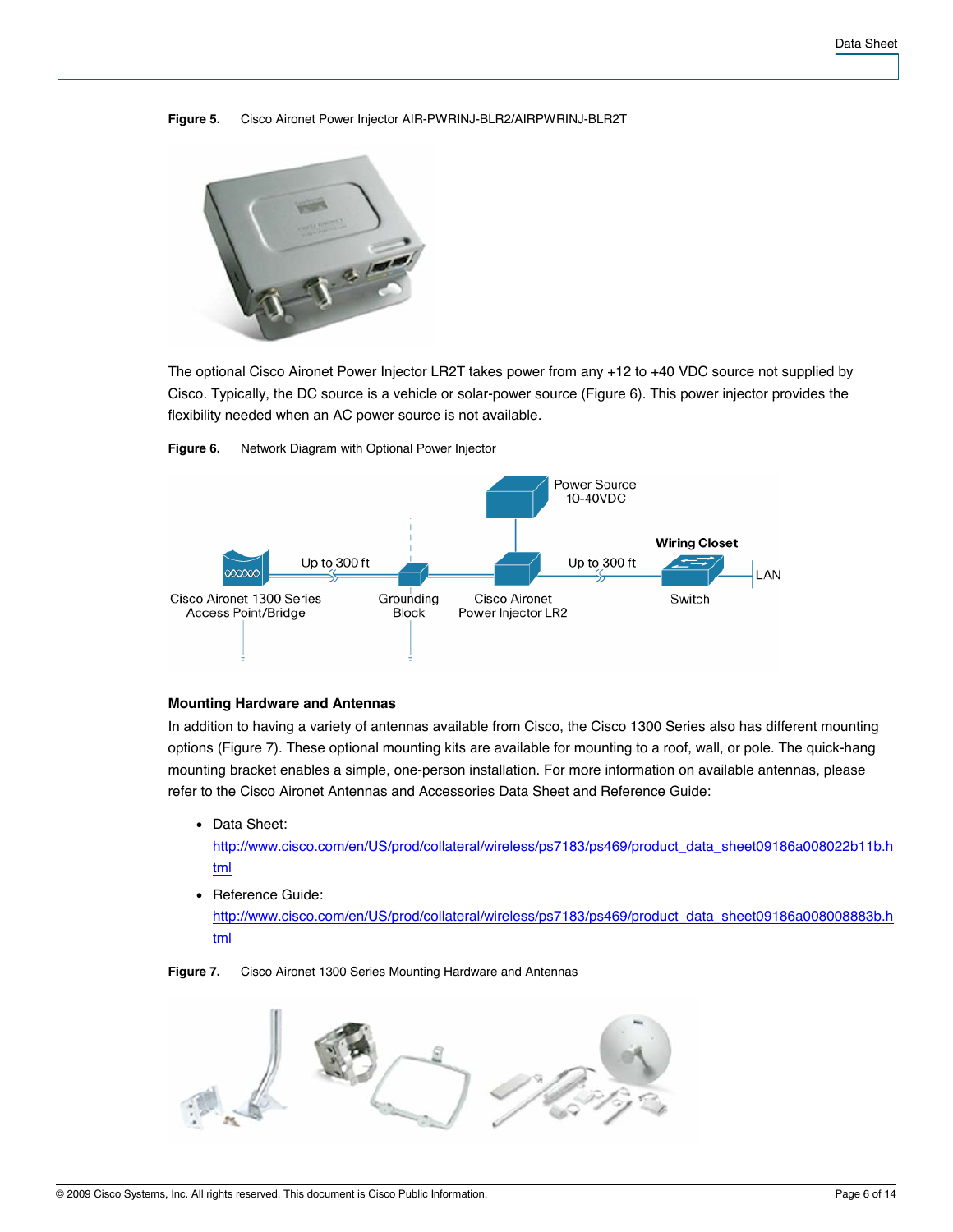**Figure 5.** Cisco Aironet Power Injector AIR-PWRINJ-BLR2/AIRPWRINJ-BLR2T

The optional Cisco Aironet Power Injector LR2T takes power from any +12 to +40 VDC source not supplied by Cisco. Typically, the DC source is a vehicle or solar-power source (Figure 6). This power injector provides the flexibility needed when an AC power source is not available.

**Figure 6.** Network Diagram with Optional Power Injector

### Mounting Hardware and Antennas

In addition to having a variety of antennas available from Cisco, the Cisco 1300 Series also has different mounting options (Figure 7). These optional mounting kits are available for mounting to a roof, wall, or pole. The quick-hang mounting bracket enables a simple, one-person installation. For more information on available antennas, please refer to the Cisco Aironet Antennas and Accessories Data Sheet and Reference Guide:

- Data Sheet: http://www.cisco.com/en/US/prod/collateral/wireless/ps7183/ps469/product_data_sheet09186a008022b11b.html
- Reference Guide: http://www.cisco.com/en/US/prod/collateral/wireless/ps7183/ps469/product_data_sheet09186a008008883b.html

**Figure 7.** Cisco Aironet 1300 Series Mounting Hardware and Antennas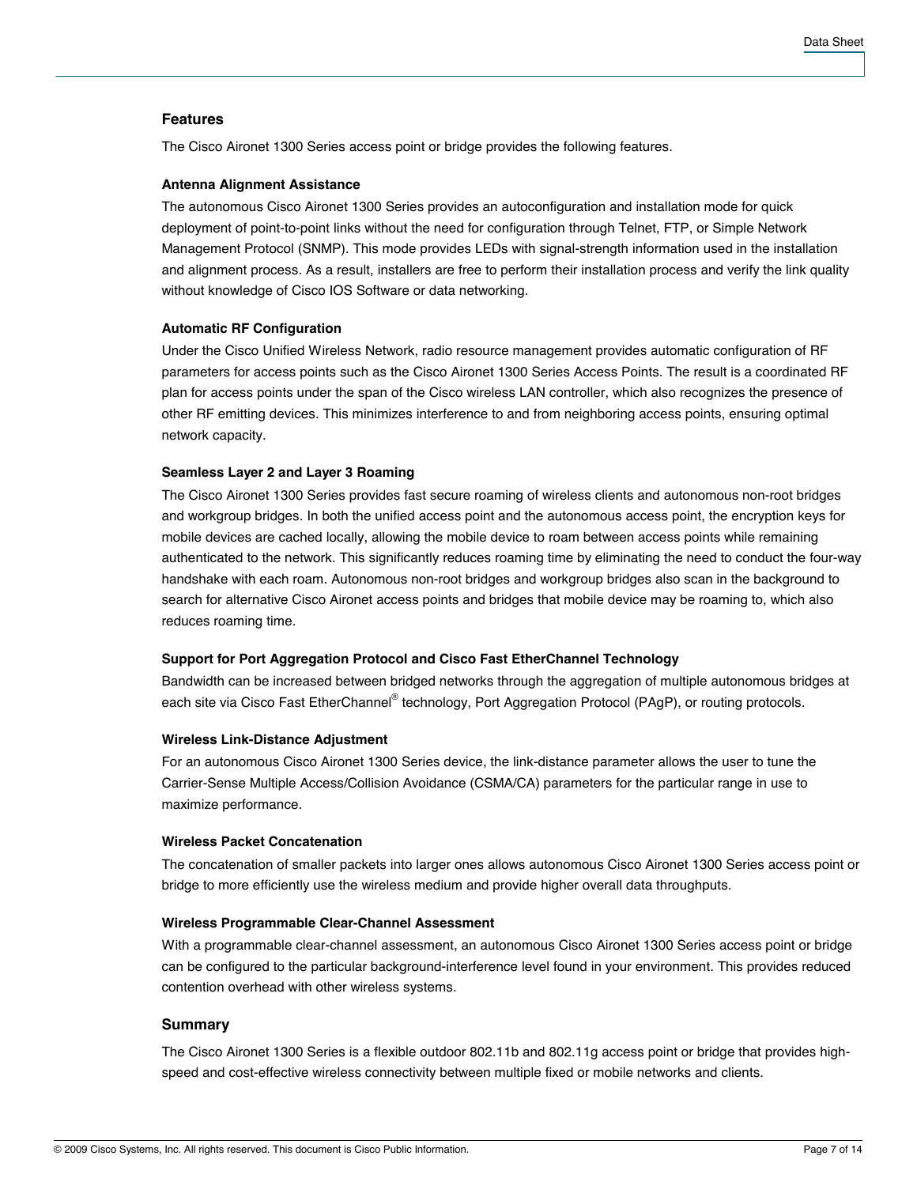## Features

The Cisco Aironet 1300 Series access point or bridge provides the following features.

### Antenna Alignment Assistance

The autonomous Cisco Aironet 1300 Series provides an autoconfiguration and installation mode for quick deployment of point-to-point links without the need for configuration through Telnet, FTP, or Simple Network Management Protocol (SNMP). This mode provides LEDs with signal-strength information used in the installation and alignment process. As a result, installers are free to perform their installation process and verify the link quality without knowledge of Cisco IOS Software or data networking.

### Automatic RF Configuration

Under the Cisco Unified Wireless Network, radio resource management provides automatic configuration of RF parameters for access points such as the Cisco Aironet 1300 Series Access Points. The result is a coordinated RF plan for access points under the span of the Cisco wireless LAN controller, which also recognizes the presence of other RF emitting devices. This minimizes interference to and from neighboring access points, ensuring optimal network capacity.

### Seamless Layer 2 and Layer 3 Roaming

The Cisco Aironet 1300 Series provides fast secure roaming of wireless clients and autonomous non-root bridges and workgroup bridges. In both the unified access point and the autonomous access point, the encryption keys for mobile devices are cached locally, allowing the mobile device to roam between access points while remaining authenticated to the network. This significantly reduces roaming time by eliminating the need to conduct the four-way handshake with each roam. Autonomous non-root bridges and workgroup bridges also scan in the background to search for alternative Cisco Aironet access points and bridges that mobile device may be roaming to, which also reduces roaming time.

### Support for Port Aggregation Protocol and Cisco Fast EtherChannel Technology

Bandwidth can be increased between bridged networks through the aggregation of multiple autonomous bridges at each site via Cisco Fast EtherChannel® technology, Port Aggregation Protocol (PAgP), or routing protocols.

### Wireless Link-Distance Adjustment

For an autonomous Cisco Aironet 1300 Series device, the link-distance parameter allows the user to tune the Carrier-Sense Multiple Access/Collision Avoidance (CSMA/CA) parameters for the particular range in use to maximize performance.

### Wireless Packet Concatenation

The concatenation of smaller packets into larger ones allows autonomous Cisco Aironet 1300 Series access point or bridge to more efficiently use the wireless medium and provide higher overall data throughputs.

### Wireless Programmable Clear-Channel Assessment

With a programmable clear-channel assessment, an autonomous Cisco Aironet 1300 Series access point or bridge can be configured to the particular background-interference level found in your environment. This provides reduced contention overhead with other wireless systems.

## Summary

The Cisco Aironet 1300 Series is a flexible outdoor 802.11b and 802.11g access point or bridge that provides high-speed and cost-effective wireless connectivity between multiple fixed or mobile networks and clients.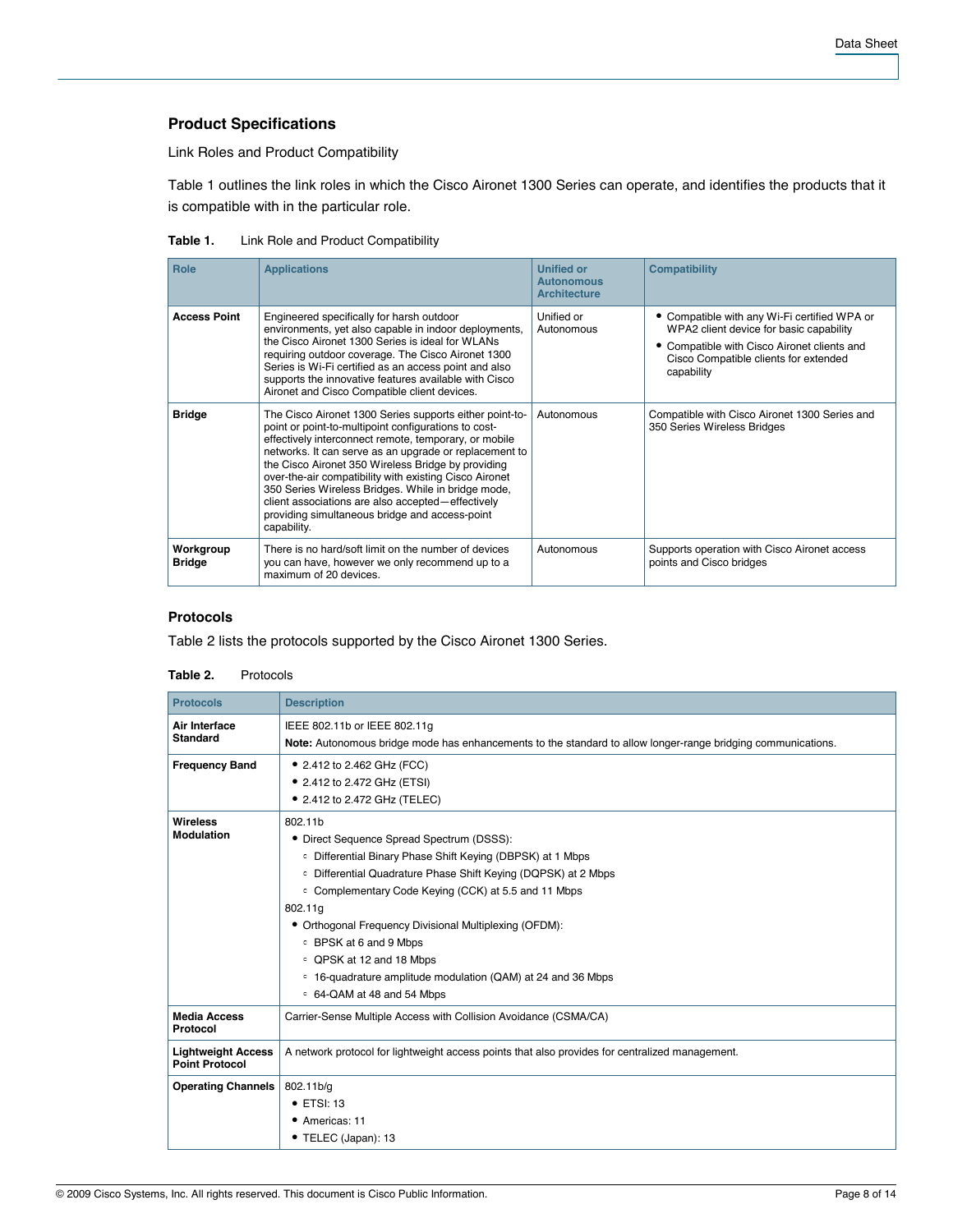## Product Specifications

Link Roles and Product Compatibility

Table 1 outlines the link roles in which the Cisco Aironet 1300 Series can operate, and identifies the products that it is compatible with in the particular role.

**Table 1.** Link Role and Product Compatibility

| Role | Applications | Unified or Autonomous Architecture | Compatibility |
|---|---|---|---|
| **Access Point** | Engineered specifically for harsh outdoor environments, yet also capable in indoor deployments, the Cisco Aironet 1300 Series is ideal for WLANs requiring outdoor coverage. The Cisco Aironet 1300 Series is Wi-Fi certified as an access point and also supports the innovative features available with Cisco Aironet and Cisco Compatible client devices. | Unified or Autonomous | • Compatible with any Wi-Fi certified WPA or WPA2 client device for basic capability<br>• Compatible with Cisco Aironet clients and Cisco Compatible clients for extended capability |
| **Bridge** | The Cisco Aironet 1300 Series supports either point-to-point or point-to-multipoint configurations to cost-effectively interconnect remote, temporary, or mobile networks. It can serve as an upgrade or replacement to the Cisco Aironet 350 Wireless Bridge by providing over-the-air compatibility with existing Cisco Aironet 350 Series Wireless Bridges. While in bridge mode, client associations are also accepted—effectively providing simultaneous bridge and access-point capability. | Autonomous | Compatible with Cisco Aironet 1300 Series and 350 Series Wireless Bridges |
| **Workgroup Bridge** | There is no hard/soft limit on the number of devices you can have, however we only recommend up to a maximum of 20 devices. | Autonomous | Supports operation with Cisco Aironet access points and Cisco bridges |

## Protocols

Table 2 lists the protocols supported by the Cisco Aironet 1300 Series.

**Table 2.** Protocols

| Protocols | Description |
|---|---|
| **Air Interface Standard** | IEEE 802.11b or IEEE 802.11g<br>**Note:** Autonomous bridge mode has enhancements to the standard to allow longer-range bridging communications. |
| **Frequency Band** | • 2.412 to 2.462 GHz (FCC)<br>• 2.412 to 2.472 GHz (ETSI)<br>• 2.412 to 2.472 GHz (TELEC) |
| **Wireless Modulation** | 802.11b<br>• Direct Sequence Spread Spectrum (DSSS):<br>◦ Differential Binary Phase Shift Keying (DBPSK) at 1 Mbps<br>◦ Differential Quadrature Phase Shift Keying (DQPSK) at 2 Mbps<br>◦ Complementary Code Keying (CCK) at 5.5 and 11 Mbps<br>802.11g<br>• Orthogonal Frequency Divisional Multiplexing (OFDM):<br>◦ BPSK at 6 and 9 Mbps<br>◦ QPSK at 12 and 18 Mbps<br>◦ 16-quadrature amplitude modulation (QAM) at 24 and 36 Mbps<br>◦ 64-QAM at 48 and 54 Mbps |
| **Media Access Protocol** | Carrier-Sense Multiple Access with Collision Avoidance (CSMA/CA) |
| **Lightweight Access Point Protocol** | A network protocol for lightweight access points that also provides for centralized management. |
| **Operating Channels** | 802.11b/g<br>• ETSI: 13<br>• Americas: 11<br>• TELEC (Japan): 13 |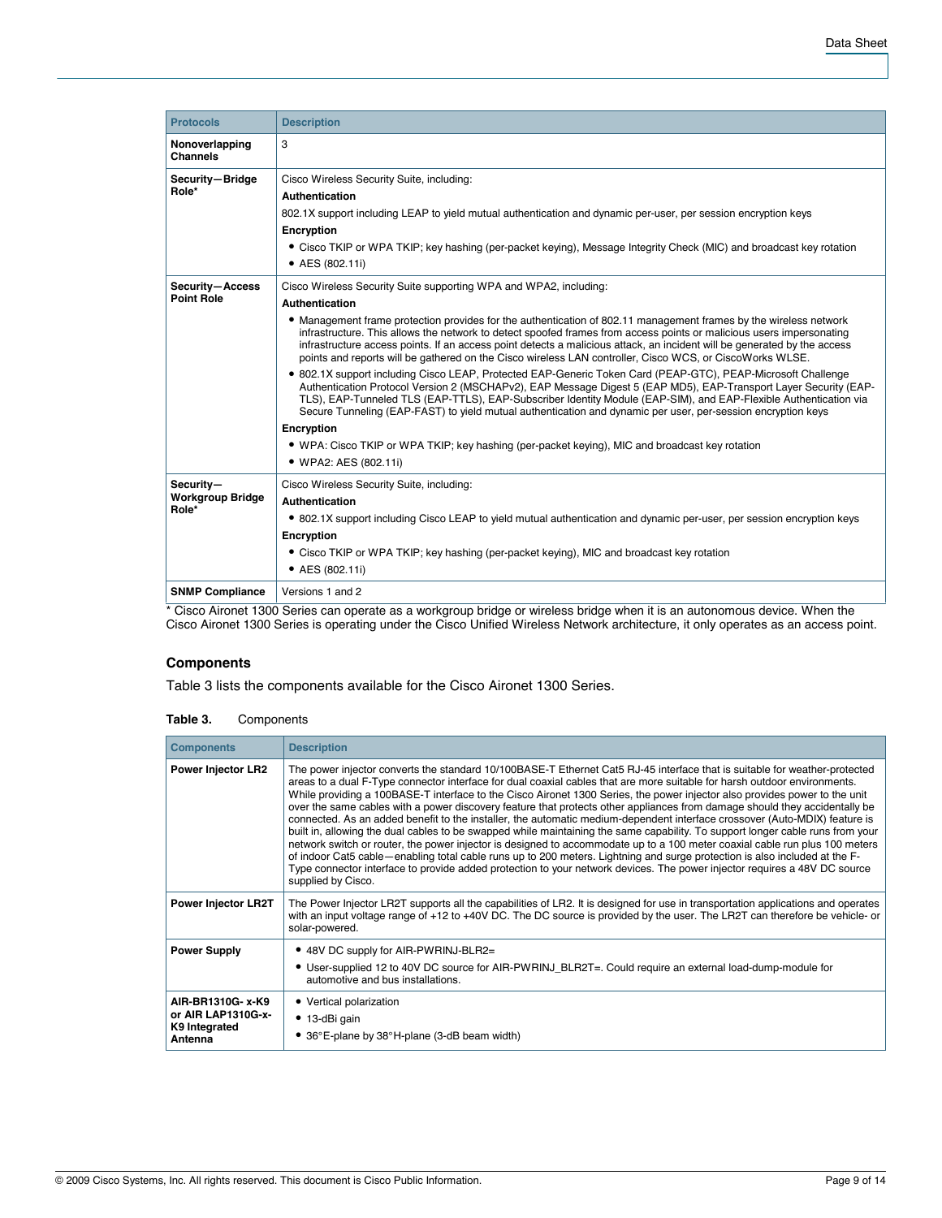| Protocols | Description |
|---|---|
| **Nonoverlapping Channels** | 3 |
| **Security—Bridge Role*** | Cisco Wireless Security Suite, including:<br>**Authentication**<br>802.1X support including LEAP to yield mutual authentication and dynamic per-user, per session encryption keys<br>**Encryption**<br>• Cisco TKIP or WPA TKIP; key hashing (per-packet keying), Message Integrity Check (MIC) and broadcast key rotation<br>• AES (802.11i) |
| **Security—Access Point Role** | Cisco Wireless Security Suite supporting WPA and WPA2, including:<br>**Authentication**<br>• Management frame protection provides for the authentication of 802.11 management frames by the wireless network infrastructure. This allows the network to detect spoofed frames from access points or malicious users impersonating infrastructure access points. If an access point detects a malicious attack, an incident will be generated by the access points and reports will be gathered on the Cisco wireless LAN controller, Cisco WCS, or CiscoWorks WLSE.<br>• 802.1X support including Cisco LEAP, Protected EAP-Generic Token Card (PEAP-GTC), PEAP-Microsoft Challenge Authentication Protocol Version 2 (MSCHAPv2), EAP Message Digest 5 (EAP MD5), EAP-Transport Layer Security (EAP-TLS), EAP-Tunneled TLS (EAP-TTLS), EAP-Subscriber Identity Module (EAP-SIM), and EAP-Flexible Authentication via Secure Tunneling (EAP-FAST) to yield mutual authentication and dynamic per user, per-session encryption keys<br>**Encryption**<br>• WPA: Cisco TKIP or WPA TKIP; key hashing (per-packet keying), MIC and broadcast key rotation<br>• WPA2: AES (802.11i) |
| **Security—Workgroup Bridge Role*** | Cisco Wireless Security Suite, including:<br>**Authentication**<br>• 802.1X support including Cisco LEAP to yield mutual authentication and dynamic per-user, per session encryption keys<br>**Encryption**<br>• Cisco TKIP or WPA TKIP; key hashing (per-packet keying), MIC and broadcast key rotation<br>• AES (802.11i) |
| **SNMP Compliance** | Versions 1 and 2 |

* Cisco Aironet 1300 Series can operate as a workgroup bridge or wireless bridge when it is an autonomous device. When the Cisco Aironet 1300 Series is operating under the Cisco Unified Wireless Network architecture, it only operates as an access point.

### Components

Table 3 lists the components available for the Cisco Aironet 1300 Series.

**Table 3.** Components

| Components | Description |
|---|---|
| **Power Injector LR2** | The power injector converts the standard 10/100BASE-T Ethernet Cat5 RJ-45 interface that is suitable for weather-protected areas to a dual F-Type connector interface for dual coaxial cables that are more suitable for harsh outdoor environments. While providing a 100BASE-T interface to the Cisco Aironet 1300 Series, the power injector also provides power to the unit over the same cables with a power discovery feature that protects other appliances from damage should they accidentally be connected. As an added benefit to the installer, the automatic medium-dependent interface crossover (Auto-MDIX) feature is built in, allowing the dual cables to be swapped while maintaining the same capability. To support longer cable runs from your network switch or router, the power injector is designed to accommodate up to a 100 meter coaxial cable run plus 100 meters of indoor Cat5 cable—enabling total cable runs up to 200 meters. Lightning and surge protection is also included at the F-Type connector interface to provide added protection to your network devices. The power injector requires a 48V DC source supplied by Cisco. |
| **Power Injector LR2T** | The Power Injector LR2T supports all the capabilities of LR2. It is designed for use in transportation applications and operates with an input voltage range of +12 to +40V DC. The DC source is provided by the user. The LR2T can therefore be vehicle- or solar-powered. |
| **Power Supply** | • 48V DC supply for AIR-PWRINJ-BLR2=<br>• User-supplied 12 to 40V DC source for AIR-PWRINJ_BLR2T=. Could require an external load-dump-module for automotive and bus installations. |
| **AIR-BR1310G- x-K9 or AIR LAP1310G-x-K9 Integrated Antenna** | • Vertical polarization<br>• 13-dBi gain<br>• 36°E-plane by 38°H-plane (3-dB beam width) |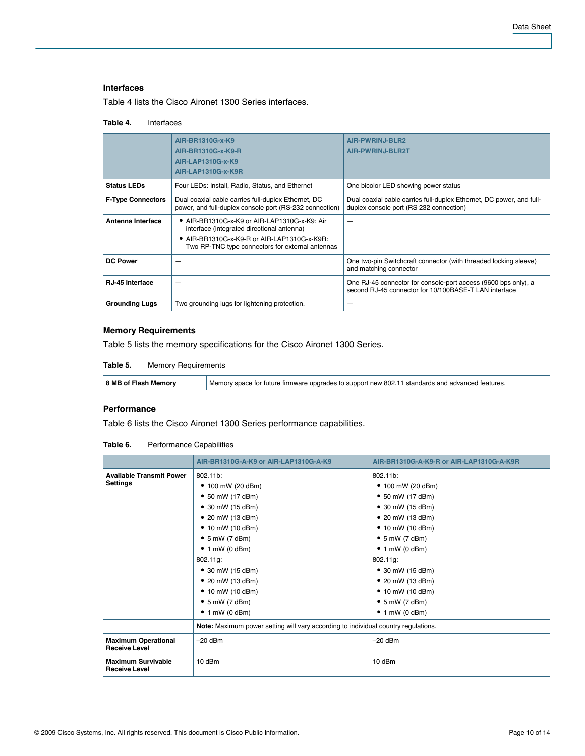### Interfaces

Table 4 lists the Cisco Aironet 1300 Series interfaces.

**Table 4.** Interfaces

| | AIR-BR1310G-x-K9<br>AIR-BR1310G-x-K9-R<br>AIR-LAP1310G-x-K9<br>AIR-LAP1310G-x-K9R | AIR-PWRINJ-BLR2<br>AIR-PWRINJ-BLR2T |
|---|---|---|
| **Status LEDs** | Four LEDs: Install, Radio, Status, and Ethernet | One bicolor LED showing power status |
| **F-Type Connectors** | Dual coaxial cable carries full-duplex Ethernet, DC power, and full-duplex console port (RS-232 connection) | Dual coaxial cable carries full-duplex Ethernet, DC power, and full-duplex console port (RS 232 connection) |
| **Antenna Interface** | • AIR-BR1310G-x-K9 or AIR-LAP1310G-x-K9: Air interface (integrated directional antenna)<br>• AIR-BR1310G-x-K9-R or AIR-LAP1310G-x-K9R: Two RP-TNC type connectors for external antennas | — |
| **DC Power** | — | One two-pin Switchcraft connector (with threaded locking sleeve) and matching connector |
| **RJ-45 Interface** | — | One RJ-45 connector for console-port access (9600 bps only), a second RJ-45 connector for 10/100BASE-T LAN interface |
| **Grounding Lugs** | Two grounding lugs for lightening protection. | — |

### Memory Requirements

Table 5 lists the memory specifications for the Cisco Aironet 1300 Series.

**Table 5.** Memory Requirements

| | |
|---|---|
| **8 MB of Flash Memory** | Memory space for future firmware upgrades to support new 802.11 standards and advanced features. |

### Performance

Table 6 lists the Cisco Aironet 1300 Series performance capabilities.

**Table 6.** Performance Capabilities

| | AIR-BR1310G-A-K9 or AIR-LAP1310G-A-K9 | AIR-BR1310G-A-K9-R or AIR-LAP1310G-A-K9R |
|---|---|---|
| **Available Transmit Power Settings** | 802.11b:<br>• 100 mW (20 dBm)<br>• 50 mW (17 dBm)<br>• 30 mW (15 dBm)<br>• 20 mW (13 dBm)<br>• 10 mW (10 dBm)<br>• 5 mW (7 dBm)<br>• 1 mW (0 dBm)<br>802.11g:<br>• 30 mW (15 dBm)<br>• 20 mW (13 dBm)<br>• 10 mW (10 dBm)<br>• 5 mW (7 dBm)<br>• 1 mW (0 dBm) | 802.11b:<br>• 100 mW (20 dBm)<br>• 50 mW (17 dBm)<br>• 30 mW (15 dBm)<br>• 20 mW (13 dBm)<br>• 10 mW (10 dBm)<br>• 5 mW (7 dBm)<br>• 1 mW (0 dBm)<br>802.11g:<br>• 30 mW (15 dBm)<br>• 20 mW (13 dBm)<br>• 10 mW (10 dBm)<br>• 5 mW (7 dBm)<br>• 1 mW (0 dBm) |
| | **Note:** Maximum power setting will vary according to individual country regulations. | |
| **Maximum Operational Receive Level** | –20 dBm | –20 dBm |
| **Maximum Survivable Receive Level** | 10 dBm | 10 dBm |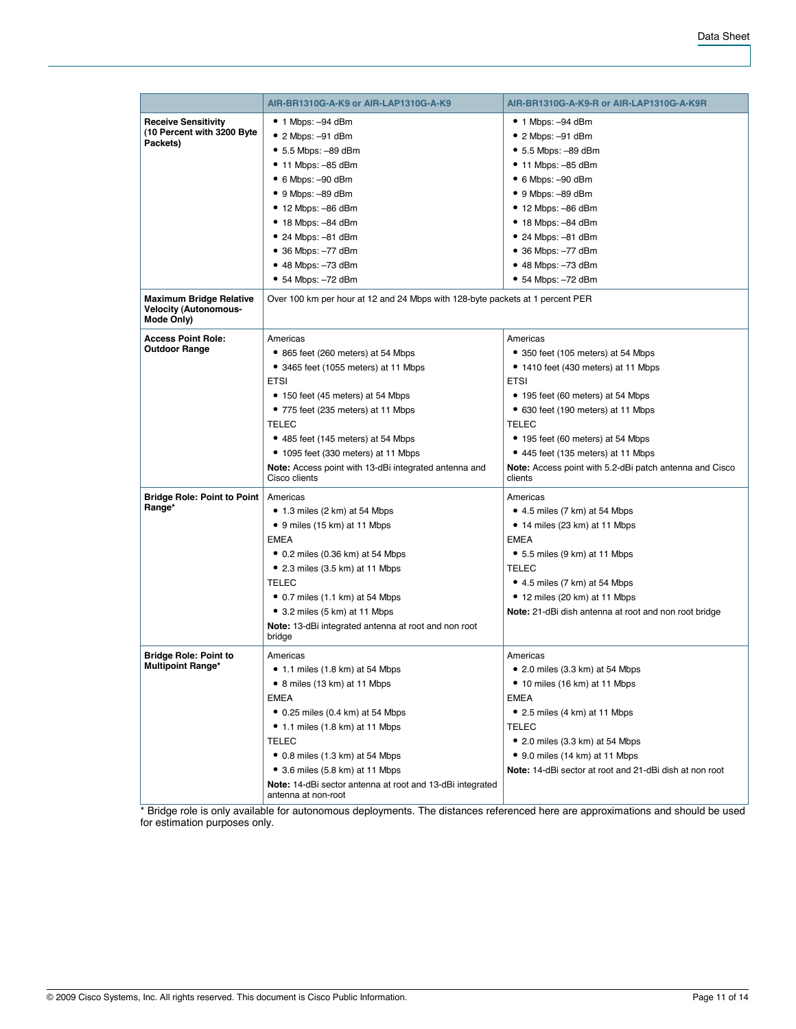| | AIR-BR1310G-A-K9 or AIR-LAP1310G-A-K9 | AIR-BR1310G-A-K9-R or AIR-LAP1310G-A-K9R |
|---|---|---|
| **Receive Sensitivity (10 Percent with 3200 Byte Packets)** | • 1 Mbps: –94 dBm<br>• 2 Mbps: –91 dBm<br>• 5.5 Mbps: –89 dBm<br>• 11 Mbps: –85 dBm<br>• 6 Mbps: –90 dBm<br>• 9 Mbps: –89 dBm<br>• 12 Mbps: –86 dBm<br>• 18 Mbps: –84 dBm<br>• 24 Mbps: –81 dBm<br>• 36 Mbps: –77 dBm<br>• 48 Mbps: –73 dBm<br>• 54 Mbps: –72 dBm | • 1 Mbps: –94 dBm<br>• 2 Mbps: –91 dBm<br>• 5.5 Mbps: –89 dBm<br>• 11 Mbps: –85 dBm<br>• 6 Mbps: –90 dBm<br>• 9 Mbps: –89 dBm<br>• 12 Mbps: –86 dBm<br>• 18 Mbps: –84 dBm<br>• 24 Mbps: –81 dBm<br>• 36 Mbps: –77 dBm<br>• 48 Mbps: –73 dBm<br>• 54 Mbps: –72 dBm |
| **Maximum Bridge Relative Velocity (Autonomous-Mode Only)** | Over 100 km per hour at 12 and 24 Mbps with 128-byte packets at 1 percent PER | |
| **Access Point Role: Outdoor Range** | Americas<br>• 865 feet (260 meters) at 54 Mbps<br>• 3465 feet (1055 meters) at 11 Mbps<br>ETSI<br>• 150 feet (45 meters) at 54 Mbps<br>• 775 feet (235 meters) at 11 Mbps<br>TELEC<br>• 485 feet (145 meters) at 54 Mbps<br>• 1095 feet (330 meters) at 11 Mbps<br>**Note:** Access point with 13-dBi integrated antenna and Cisco clients | Americas<br>• 350 feet (105 meters) at 54 Mbps<br>• 1410 feet (430 meters) at 11 Mbps<br>ETSI<br>• 195 feet (60 meters) at 54 Mbps<br>• 630 feet (190 meters) at 11 Mbps<br>TELEC<br>• 195 feet (60 meters) at 54 Mbps<br>• 445 feet (135 meters) at 11 Mbps<br>**Note:** Access point with 5.2-dBi patch antenna and Cisco clients |
| **Bridge Role: Point to Point Range*** | Americas<br>• 1.3 miles (2 km) at 54 Mbps<br>• 9 miles (15 km) at 11 Mbps<br>EMEA<br>• 0.2 miles (0.36 km) at 54 Mbps<br>• 2.3 miles (3.5 km) at 11 Mbps<br>TELEC<br>• 0.7 miles (1.1 km) at 54 Mbps<br>• 3.2 miles (5 km) at 11 Mbps<br>**Note:** 13-dBi integrated antenna at root and non root bridge | Americas<br>• 4.5 miles (7 km) at 54 Mbps<br>• 14 miles (23 km) at 11 Mbps<br>EMEA<br>• 5.5 miles (9 km) at 11 Mbps<br>TELEC<br>• 4.5 miles (7 km) at 54 Mbps<br>• 12 miles (20 km) at 11 Mbps<br>**Note:** 21-dBi dish antenna at root and non root bridge |
| **Bridge Role: Point to Multipoint Range*** | Americas<br>• 1.1 miles (1.8 km) at 54 Mbps<br>• 8 miles (13 km) at 11 Mbps<br>EMEA<br>• 0.25 miles (0.4 km) at 54 Mbps<br>• 1.1 miles (1.8 km) at 11 Mbps<br>TELEC<br>• 0.8 miles (1.3 km) at 54 Mbps<br>• 3.6 miles (5.8 km) at 11 Mbps<br>**Note:** 14-dBi sector antenna at root and 13-dBi integrated antenna at non-root | Americas<br>• 2.0 miles (3.3 km) at 54 Mbps<br>• 10 miles (16 km) at 11 Mbps<br>EMEA<br>• 2.5 miles (4 km) at 11 Mbps<br>TELEC<br>• 2.0 miles (3.3 km) at 54 Mbps<br>• 9.0 miles (14 km) at 11 Mbps<br>**Note:** 14-dBi sector at root and 21-dBi dish at non root |

* Bridge role is only available for autonomous deployments. The distances referenced here are approximations and should be used for estimation purposes only.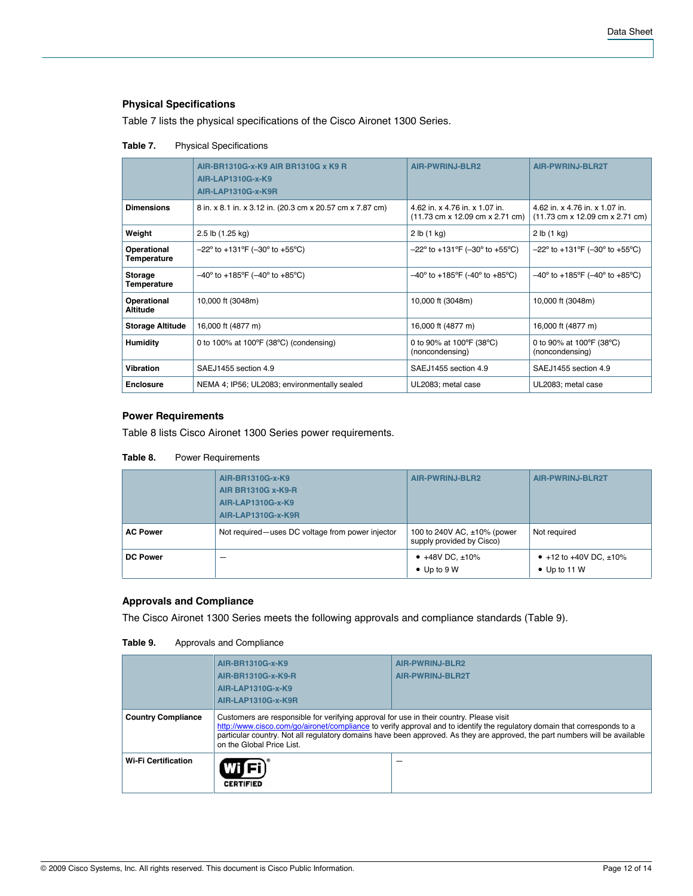### Physical Specifications

Table 7 lists the physical specifications of the Cisco Aironet 1300 Series.

**Table 7.** Physical Specifications

| | AIR-BR1310G-x-K9 AIR BR1310G x K9 R<br>AIR-LAP1310G-x-K9<br>AIR-LAP1310G-x-K9R | AIR-PWRINJ-BLR2 | AIR-PWRINJ-BLR2T |
|---|---|---|---|
| **Dimensions** | 8 in. x 8.1 in. x 3.12 in. (20.3 cm x 20.57 cm x 7.87 cm) | 4.62 in. x 4.76 in. x 1.07 in. (11.73 cm x 12.09 cm x 2.71 cm) | 4.62 in. x 4.76 in. x 1.07 in. (11.73 cm x 12.09 cm x 2.71 cm) |
| **Weight** | 2.5 lb (1.25 kg) | 2 lb (1 kg) | 2 lb (1 kg) |
| **Operational Temperature** | –22º to +131ºF (–30º to +55ºC) | –22º to +131ºF (–30º to +55ºC) | –22º to +131ºF (–30º to +55ºC) |
| **Storage Temperature** | –40º to +185ºF (–40º to +85ºC) | –40º to +185ºF (-40º to +85ºC) | –40º to +185ºF (–40º to +85ºC) |
| **Operational Altitude** | 10,000 ft (3048m) | 10,000 ft (3048m) | 10,000 ft (3048m) |
| **Storage Altitude** | 16,000 ft (4877 m) | 16,000 ft (4877 m) | 16,000 ft (4877 m) |
| **Humidity** | 0 to 100% at 100ºF (38ºC) (condensing) | 0 to 90% at 100ºF (38ºC) (noncondensing) | 0 to 90% at 100ºF (38ºC) (noncondensing) |
| **Vibration** | SAEJ1455 section 4.9 | SAEJ1455 section 4.9 | SAEJ1455 section 4.9 |
| **Enclosure** | NEMA 4; IP56; UL2083; environmentally sealed | UL2083; metal case | UL2083; metal case |

### Power Requirements

Table 8 lists Cisco Aironet 1300 Series power requirements.

**Table 8.** Power Requirements

| | AIR-BR1310G-x-K9<br>AIR BR1310G x-K9-R<br>AIR-LAP1310G-x-K9<br>AIR-LAP1310G-x-K9R | AIR-PWRINJ-BLR2 | AIR-PWRINJ-BLR2T |
|---|---|---|---|
| **AC Power** | Not required—uses DC voltage from power injector | 100 to 240V AC, ±10% (power supply provided by Cisco) | Not required |
| **DC Power** | — | • +48V DC, ±10%<br>• Up to 9 W | • +12 to +40V DC, ±10%<br>• Up to 11 W |

### Approvals and Compliance

The Cisco Aironet 1300 Series meets the following approvals and compliance standards (Table 9).

**Table 9.** Approvals and Compliance

| | AIR-BR1310G-x-K9<br>AIR-BR1310G-x-K9-R<br>AIR-LAP1310G-x-K9<br>AIR-LAP1310G-x-K9R | AIR-PWRINJ-BLR2<br>AIR-PWRINJ-BLR2T |
|---|---|---|
| **Country Compliance** | Customers are responsible for verifying approval for use in their country. Please visit http://www.cisco.com/go/aironet/compliance to verify approval and to identify the regulatory domain that corresponds to a particular country. Not all regulatory domains have been approved. As they are approved, the part numbers will be available on the Global Price List. | |
| **Wi-Fi Certification** | Wi-Fi CERTIFIED | — |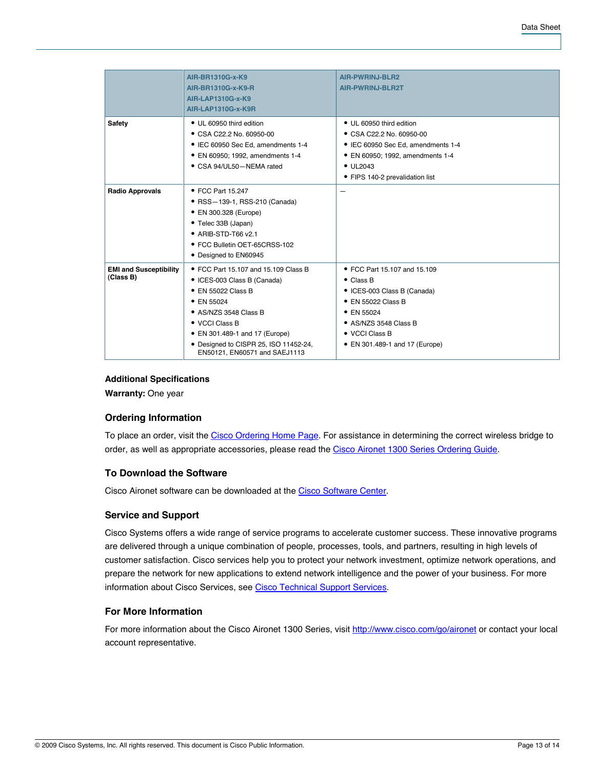| | AIR-BR1310G-x-K9<br>AIR-BR1310G-x-K9-R<br>AIR-LAP1310G-x-K9<br>AIR-LAP1310G-x-K9R | AIR-PWRINJ-BLR2<br>AIR-PWRINJ-BLR2T |
|---|---|---|
| **Safety** | • UL 60950 third edition<br>• CSA C22.2 No. 60950-00<br>• IEC 60950 Sec Ed, amendments 1-4<br>• EN 60950; 1992, amendments 1-4<br>• CSA 94/UL50—NEMA rated | • UL 60950 third edition<br>• CSA C22.2 No. 60950-00<br>• IEC 60950 Sec Ed, amendments 1-4<br>• EN 60950; 1992, amendments 1-4<br>• UL2043<br>• FIPS 140-2 prevalidation list |
| **Radio Approvals** | • FCC Part 15.247<br>• RSS—139-1, RSS-210 (Canada)<br>• EN 300.328 (Europe)<br>• Telec 33B (Japan)<br>• ARIB-STD-T66 v2.1<br>• FCC Bulletin OET-65CRSS-102<br>• Designed to EN60945 | — |
| **EMI and Susceptibility (Class B)** | • FCC Part 15.107 and 15.109 Class B<br>• ICES-003 Class B (Canada)<br>• EN 55022 Class B<br>• EN 55024<br>• AS/NZS 3548 Class B<br>• VCCI Class B<br>• EN 301.489-1 and 17 (Europe)<br>• Designed to CISPR 25, ISO 11452-24, EN50121, EN60571 and SAEJ1113 | • FCC Part 15.107 and 15.109<br>• Class B<br>• ICES-003 Class B (Canada)<br>• EN 55022 Class B<br>• EN 55024<br>• AS/NZS 3548 Class B<br>• VCCI Class B<br>• EN 301.489-1 and 17 (Europe) |

**Additional Specifications**

**Warranty:** One year

## Ordering Information

To place an order, visit the Cisco Ordering Home Page. For assistance in determining the correct wireless bridge to order, as well as appropriate accessories, please read the Cisco Aironet 1300 Series Ordering Guide.

## To Download the Software

Cisco Aironet software can be downloaded at the Cisco Software Center.

## Service and Support

Cisco Systems offers a wide range of service programs to accelerate customer success. These innovative programs are delivered through a unique combination of people, processes, tools, and partners, resulting in high levels of customer satisfaction. Cisco services help you to protect your network investment, optimize network operations, and prepare the network for new applications to extend network intelligence and the power of your business. For more information about Cisco Services, see Cisco Technical Support Services.

## For More Information

For more information about the Cisco Aironet 1300 Series, visit http://www.cisco.com/go/aironet or contact your local account representative.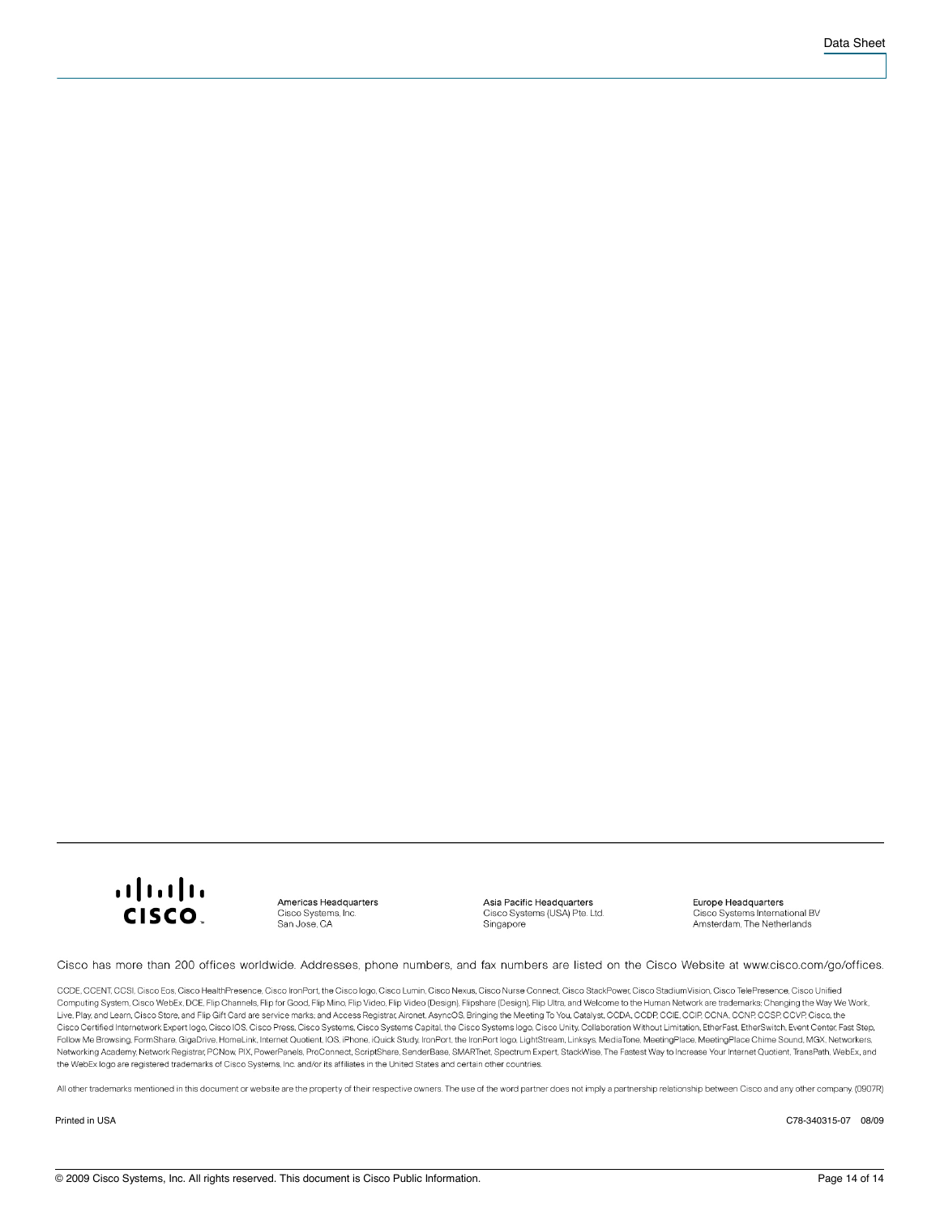Americas Headquarters
Cisco Systems, Inc.
San Jose, CA

Asia Pacific Headquarters
Cisco Systems (USA) Pte. Ltd.
Singapore

Europe Headquarters
Cisco Systems International BV
Amsterdam, The Netherlands

Cisco has more than 200 offices worldwide. Addresses, phone numbers, and fax numbers are listed on the Cisco Website at www.cisco.com/go/offices.

CCDE, CCENT, CCSI, Cisco Eos, Cisco HealthPresence, Cisco IronPort, the Cisco logo, Cisco Lumin, Cisco Nexus, Cisco Nurse Connect, Cisco StackPower, Cisco StadiumVision, Cisco TelePresence, Cisco Unified Computing System, Cisco WebEx, DCE, Flip Channels, Flip for Good, Flip Mino, Flip Video, Flip Video (Design), Flipshare (Design), Flip Ultra, and Welcome to the Human Network are trademarks; Changing the Way We Work, Live, Play, and Learn, Cisco Store, and Flip Gift Card are service marks; and Access Registrar, Aironet, AsyncOS, Bringing the Meeting To You, Catalyst, CCDA, CCDP, CCIE, CCIP, CCNA, CCNP, CCSP, CCVP, Cisco, the Cisco Certified Internetwork Expert logo, Cisco IOS, Cisco Press, Cisco Systems, Cisco Systems Capital, the Cisco Systems logo, Cisco Unity, Collaboration Without Limitation, EtherFast, EtherSwitch, Event Center, Fast Step, Follow Me Browsing, FormShare, GigaDrive, HomeLink, Internet Quotient, IOS, iPhone, iQuick Study, IronPort, the IronPort logo, LightStream, Linksys, MediaTone, MeetingPlace, MeetingPlace Chime Sound, MGX, Networkers, Networking Academy, Network Registrar, PCNow, PIX, PowerPanels, ProConnect, ScriptShare, SenderBase, SMARTnet, Spectrum Expert, StackWise, The Fastest Way to Increase Your Internet Quotient, TransPath, WebEx, and the WebEx logo are registered trademarks of Cisco Systems, Inc. and/or its affiliates in the United States and certain other countries.

All other trademarks mentioned in this document or website are the property of their respective owners. The use of the word partner does not imply a partnership relationship between Cisco and any other company. (0907R)

Printed in USA

C78-340315-07 08/09